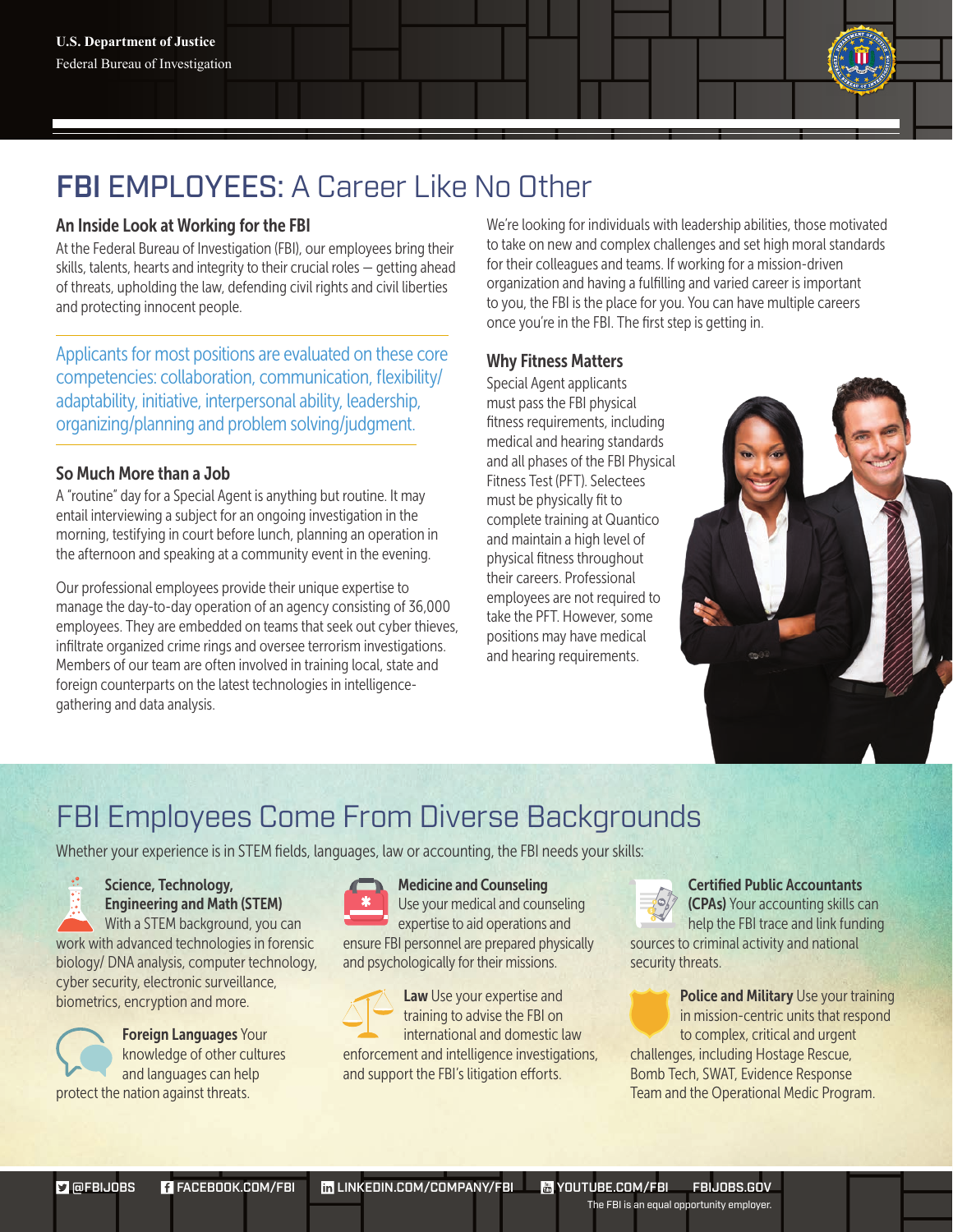U.S. Department of Justice

Federal Bureau of Investigation

# FBI EMPLOYEES: A Career Like No Other

### An Inside Look at Working for the FBI

At the Federal Bureau of Investigation (FBI), our employees bring their skills, talents, hearts and integrity to their crucial roles – getting ahead of threats, upholding the law, defending civil rights and civil liberties and protecting innocent people.

Applicants for most positions are evaluated on these core competencies: collaboration, communication, flexibility/adaptability, initiative, interpersonal ability, leadership, organizing/planning and problem solving/judgment.

### So Much More than a Job

A "routine" day for a Special Agent is anything but routine. It may entail interviewing a subject for an ongoing investigation in the morning, testifying in court before lunch, planning an operation in the afternoon and speaking at a community event in the evening.

Our professional employees provide their unique expertise to manage the day-to-day operation of an agency consisting of 36,000 employees. They are embedded on teams that seek out cyber thieves, infiltrate organized crime rings and oversee terrorism investigations. Members of our team are often involved in training local, state and foreign counterparts on the latest technologies in intelligence-gathering and data analysis.

We're looking for individuals with leadership abilities, those motivated to take on new and complex challenges and set high moral standards for their colleagues and teams. If working for a mission-driven organization and having a fulfilling and varied career is important to you, the FBI is the place for you. You can have multiple careers once you're in the FBI. The first step is getting in.

### Why Fitness Matters

Special Agent applicants must pass the FBI physical fitness requirements, including medical and hearing standards and all phases of the FBI Physical Fitness Test (PFT). Selectees must be physically fit to complete training at Quantico and maintain a high level of physical fitness throughout their careers. Professional employees are not required to take the PFT. However, some positions may have medical and hearing requirements.

## FBI Employees Come From Diverse Backgrounds

Whether your experience is in STEM fields, languages, law or accounting, the FBI needs your skills:

**Science, Technology, Engineering and Math (STEM)** With a STEM background, you can work with advanced technologies in forensic biology/ DNA analysis, computer technology, cyber security, electronic surveillance, biometrics, encryption and more.

**Foreign Languages** Your knowledge of other cultures and languages can help protect the nation against threats.

**Medicine and Counseling** Use your medical and counseling expertise to aid operations and ensure FBI personnel are prepared physically and psychologically for their missions.

**Law** Use your expertise and training to advise the FBI on international and domestic law enforcement and intelligence investigations, and support the FBI's litigation efforts.

**Certified Public Accountants (CPAs)** Your accounting skills can help the FBI trace and link funding sources to criminal activity and national security threats.

**Police and Military** Use your training in mission-centric units that respond to complex, critical and urgent challenges, including Hostage Rescue, Bomb Tech, SWAT, Evidence Response Team and the Operational Medic Program.

@FBIJOBS | FACEBOOK.COM/FBI | LINKEDIN.COM/COMPANY/FBI | YOUTUBE.COM/FBI | FBIJOBS.GOV

The FBI is an equal opportunity employer.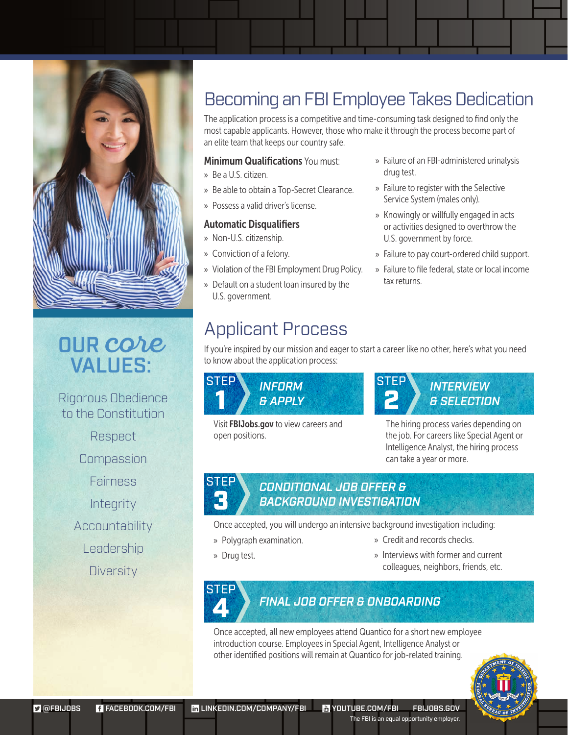# Becoming an FBI Employee Takes Dedication

The application process is a competitive and time-consuming task designed to find only the most capable applicants. However, those who make it through the process become part of an elite team that keeps our country safe.

**Minimum Qualifications** You must:

- Be a U.S. citizen.
- Be able to obtain a Top-Secret Clearance.
- Possess a valid driver's license.

**Automatic Disqualifiers**

- Non-U.S. citizenship.
- Conviction of a felony.
- Violation of the FBI Employment Drug Policy.
- Default on a student loan insured by the U.S. government.
- Failure of an FBI-administered urinalysis drug test.
- Failure to register with the Selective Service System (males only).
- Knowingly or willfully engaged in acts or activities designed to overthrow the U.S. government by force.
- Failure to pay court-ordered child support.
- Failure to file federal, state or local income tax returns.

# Applicant Process

If you're inspired by our mission and eager to start a career like no other, here's what you need to know about the application process:

## STEP 1 INFORM & APPLY

Visit **FBIJobs.gov** to view careers and open positions.

## STEP 2 INTERVIEW & SELECTION

The hiring process varies depending on the job. For careers like Special Agent or Intelligence Analyst, the hiring process can take a year or more.

## STEP 3 CONDITIONAL JOB OFFER & BACKGROUND INVESTIGATION

Once accepted, you will undergo an intensive background investigation including:

- Polygraph examination.
- Drug test.
- Credit and records checks.
- Interviews with former and current colleagues, neighbors, friends, etc.

## STEP 4 FINAL JOB OFFER & ONBOARDING

Once accepted, all new employees attend Quantico for a short new employee introduction course. Employees in Special Agent, Intelligence Analyst or other identified positions will remain at Quantico for job-related training.

## OUR core VALUES:

Rigorous Obedience to the Constitution

Respect

Compassion

Fairness

Integrity

Accountability

Leadership

Diversity

@FBIJOBS FACEBOOK.COM/FBI LINKEDIN.COM/COMPANY/FBI YOUTUBE.COM/FBI FBIJOBS.GOV

The FBI is an equal opportunity employer.